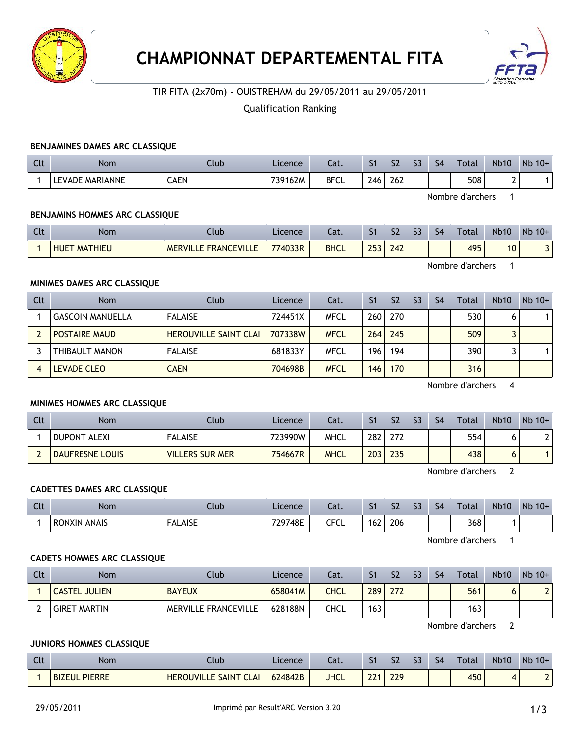# CHAMPIONNAT DEPARTEMENTAL FITA

TIR FITA (2x70m) - OUISTREHAM du 29/05/2011 au 29/05/2011

Qualification Ranking

### BENJAMINES DAMES ARC CLASSIQUE

| Clt | Nom | Club | Licence | Cat. | S1 | S2 | S3 | S4 | Total | Nb10 | Nb 10+ |
|---|---|---|---|---|---|---|---|---|---|---|---|
| 1 | LEVADE MARIANNE | CAEN | 739162M | BFCL | 246 | 262 | | | 508 | 2 | 1 |

Nombre d'archers 1

### BENJAMINS HOMMES ARC CLASSIQUE

| Clt | Nom | Club | Licence | Cat. | S1 | S2 | S3 | S4 | Total | Nb10 | Nb 10+ |
|---|---|---|---|---|---|---|---|---|---|---|---|
| 1 | HUET MATHIEU | MERVILLE FRANCEVILLE | 774033R | BHCL | 253 | 242 | | | 495 | 10 | 3 |

Nombre d'archers 1

### MINIMES DAMES ARC CLASSIQUE

| Clt | Nom | Club | Licence | Cat. | S1 | S2 | S3 | S4 | Total | Nb10 | Nb 10+ |
|---|---|---|---|---|---|---|---|---|---|---|---|
| 1 | GASCOIN MANUELLA | FALAISE | 724451X | MFCL | 260 | 270 | | | 530 | 6 | 1 |
| 2 | POSTAIRE MAUD | HEROUVILLE SAINT CLAI | 707338W | MFCL | 264 | 245 | | | 509 | 3 | |
| 3 | THIBAULT MANON | FALAISE | 681833Y | MFCL | 196 | 194 | | | 390 | 3 | 1 |
| 4 | LEVADE CLEO | CAEN | 704698B | MFCL | 146 | 170 | | | 316 | | |

Nombre d'archers 4

### MINIMES HOMMES ARC CLASSIQUE

| Clt | Nom | Club | Licence | Cat. | S1 | S2 | S3 | S4 | Total | Nb10 | Nb 10+ |
|---|---|---|---|---|---|---|---|---|---|---|---|
| 1 | DUPONT ALEXI | FALAISE | 723990W | MHCL | 282 | 272 | | | 554 | 6 | 2 |
| 2 | DAUFRESNE LOUIS | VILLERS SUR MER | 754667R | MHCL | 203 | 235 | | | 438 | 6 | 1 |

Nombre d'archers 2

### CADETTES DAMES ARC CLASSIQUE

| Clt | Nom | Club | Licence | Cat. | S1 | S2 | S3 | S4 | Total | Nb10 | Nb 10+ |
|---|---|---|---|---|---|---|---|---|---|---|---|
| 1 | RONXIN ANAIS | FALAISE | 729748E | CFCL | 162 | 206 | | | 368 | 1 | |

Nombre d'archers 1

### CADETS HOMMES ARC CLASSIQUE

| Clt | Nom | Club | Licence | Cat. | S1 | S2 | S3 | S4 | Total | Nb10 | Nb 10+ |
|---|---|---|---|---|---|---|---|---|---|---|---|
| 1 | CASTEL JULIEN | BAYEUX | 658041M | CHCL | 289 | 272 | | | 561 | 6 | 2 |
| 2 | GIRET MARTIN | MERVILLE FRANCEVILLE | 628188N | CHCL | 163 | | | | 163 | | |

Nombre d'archers 2

### JUNIORS HOMMES CLASSIQUE

| Clt | Nom | Club | Licence | Cat. | S1 | S2 | S3 | S4 | Total | Nb10 | Nb 10+ |
|---|---|---|---|---|---|---|---|---|---|---|---|
| 1 | BIZEUL PIERRE | HEROUVILLE SAINT CLAI | 624842B | JHCL | 221 | 229 | | | 450 | 4 | 2 |

29/05/2011 Imprimé par Result'ARC Version 3.20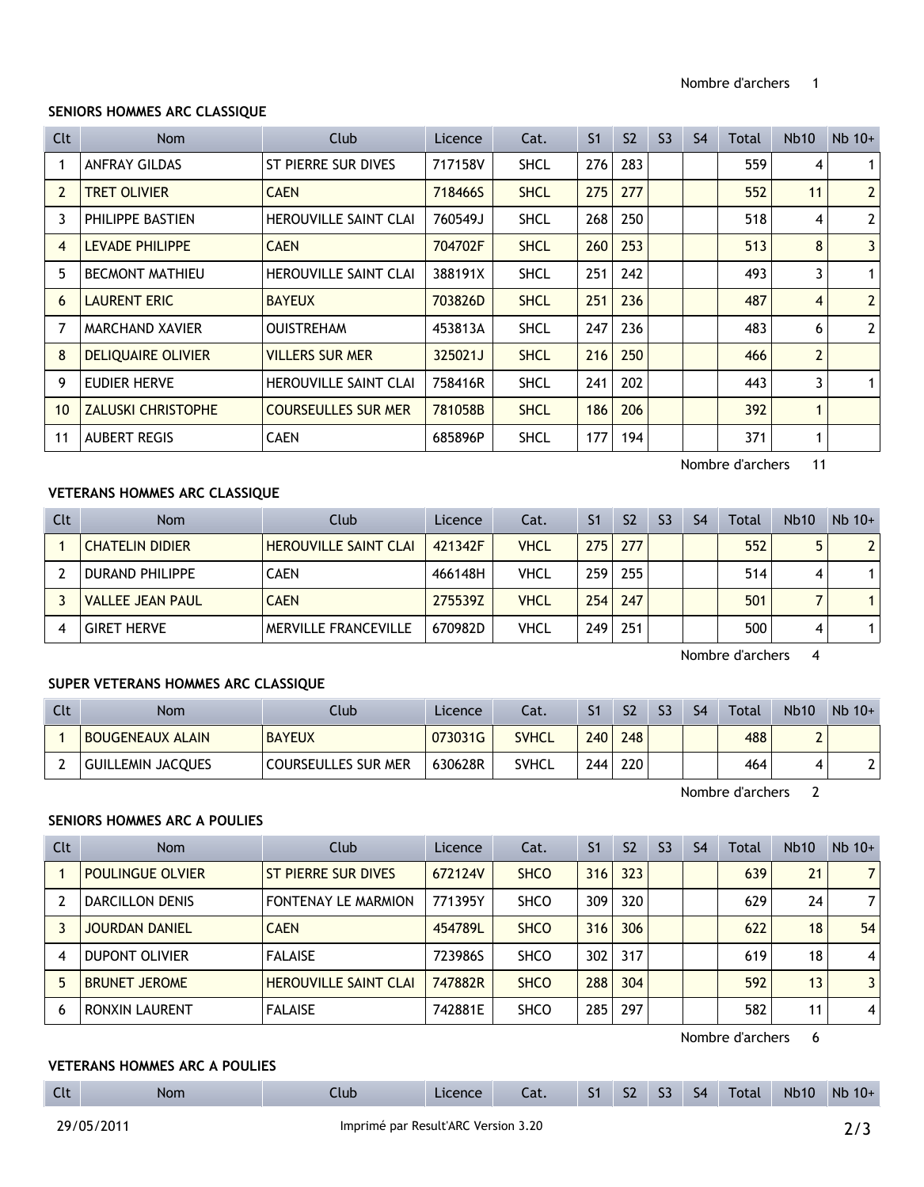Nombre d'archers 1

**SENIORS HOMMES ARC CLASSIQUE**

| Clt | Nom | Club | Licence | Cat. | S1 | S2 | S3 | S4 | Total | Nb10 | Nb 10+ |
|---|---|---|---|---|---|---|---|---|---|---|---|
| 1 | ANFRAY GILDAS | ST PIERRE SUR DIVES | 717158V | SHCL | 276 | 283 | | | 559 | 4 | 1 |
| 2 | TRET OLIVIER | CAEN | 718466S | SHCL | 275 | 277 | | | 552 | 11 | 2 |
| 3 | PHILIPPE BASTIEN | HEROUVILLE SAINT CLAI | 760549J | SHCL | 268 | 250 | | | 518 | 4 | 2 |
| 4 | LEVADE PHILIPPE | CAEN | 704702F | SHCL | 260 | 253 | | | 513 | 8 | 3 |
| 5 | BECMONT MATHIEU | HEROUVILLE SAINT CLAI | 388191X | SHCL | 251 | 242 | | | 493 | 3 | 1 |
| 6 | LAURENT ERIC | BAYEUX | 703826D | SHCL | 251 | 236 | | | 487 | 4 | 2 |
| 7 | MARCHAND XAVIER | OUISTREHAM | 453813A | SHCL | 247 | 236 | | | 483 | 6 | 2 |
| 8 | DELIQUAIRE OLIVIER | VILLERS SUR MER | 325021J | SHCL | 216 | 250 | | | 466 | 2 | |
| 9 | EUDIER HERVE | HEROUVILLE SAINT CLAI | 758416R | SHCL | 241 | 202 | | | 443 | 3 | 1 |
| 10 | ZALUSKI CHRISTOPHE | COURSEULLES SUR MER | 781058B | SHCL | 186 | 206 | | | 392 | 1 | |
| 11 | AUBERT REGIS | CAEN | 685896P | SHCL | 177 | 194 | | | 371 | 1 | |

Nombre d'archers 11

**VETERANS HOMMES ARC CLASSIQUE**

| Clt | Nom | Club | Licence | Cat. | S1 | S2 | S3 | S4 | Total | Nb10 | Nb 10+ |
|---|---|---|---|---|---|---|---|---|---|---|---|
| 1 | CHATELIN DIDIER | HEROUVILLE SAINT CLAI | 421342F | VHCL | 275 | 277 | | | 552 | 5 | 2 |
| 2 | DURAND PHILIPPE | CAEN | 466148H | VHCL | 259 | 255 | | | 514 | 4 | 1 |
| 3 | VALLEE JEAN PAUL | CAEN | 275539Z | VHCL | 254 | 247 | | | 501 | 7 | 1 |
| 4 | GIRET HERVE | MERVILLE FRANCEVILLE | 670982D | VHCL | 249 | 251 | | | 500 | 4 | 1 |

Nombre d'archers 4

**SUPER VETERANS HOMMES ARC CLASSIQUE**

| Clt | Nom | Club | Licence | Cat. | S1 | S2 | S3 | S4 | Total | Nb10 | Nb 10+ |
|---|---|---|---|---|---|---|---|---|---|---|---|
| 1 | BOUGENEAUX ALAIN | BAYEUX | 073031G | SVHCL | 240 | 248 | | | 488 | 2 | |
| 2 | GUILLEMIN JACQUES | COURSEULLES SUR MER | 630628R | SVHCL | 244 | 220 | | | 464 | 4 | 2 |

Nombre d'archers 2

**SENIORS HOMMES ARC A POULIES**

| Clt | Nom | Club | Licence | Cat. | S1 | S2 | S3 | S4 | Total | Nb10 | Nb 10+ |
|---|---|---|---|---|---|---|---|---|---|---|---|
| 1 | POULINGUE OLVIER | ST PIERRE SUR DIVES | 672124V | SHCO | 316 | 323 | | | 639 | 21 | 7 |
| 2 | DARCILLON DENIS | FONTENAY LE MARMION | 771395Y | SHCO | 309 | 320 | | | 629 | 24 | 7 |
| 3 | JOURDAN DANIEL | CAEN | 454789L | SHCO | 316 | 306 | | | 622 | 18 | 54 |
| 4 | DUPONT OLIVIER | FALAISE | 723986S | SHCO | 302 | 317 | | | 619 | 18 | 4 |
| 5 | BRUNET JEROME | HEROUVILLE SAINT CLAI | 747882R | SHCO | 288 | 304 | | | 592 | 13 | 3 |
| 6 | RONXIN LAURENT | FALAISE | 742881E | SHCO | 285 | 297 | | | 582 | 11 | 4 |

Nombre d'archers 6

**VETERANS HOMMES ARC A POULIES**

| Clt | Nom | Club | Licence | Cat. | S1 | S2 | S3 | S4 | Total | Nb10 | Nb 10+ |
|---|---|---|---|---|---|---|---|---|---|---|---|

29/05/2011 Imprimé par Result'ARC Version 3.20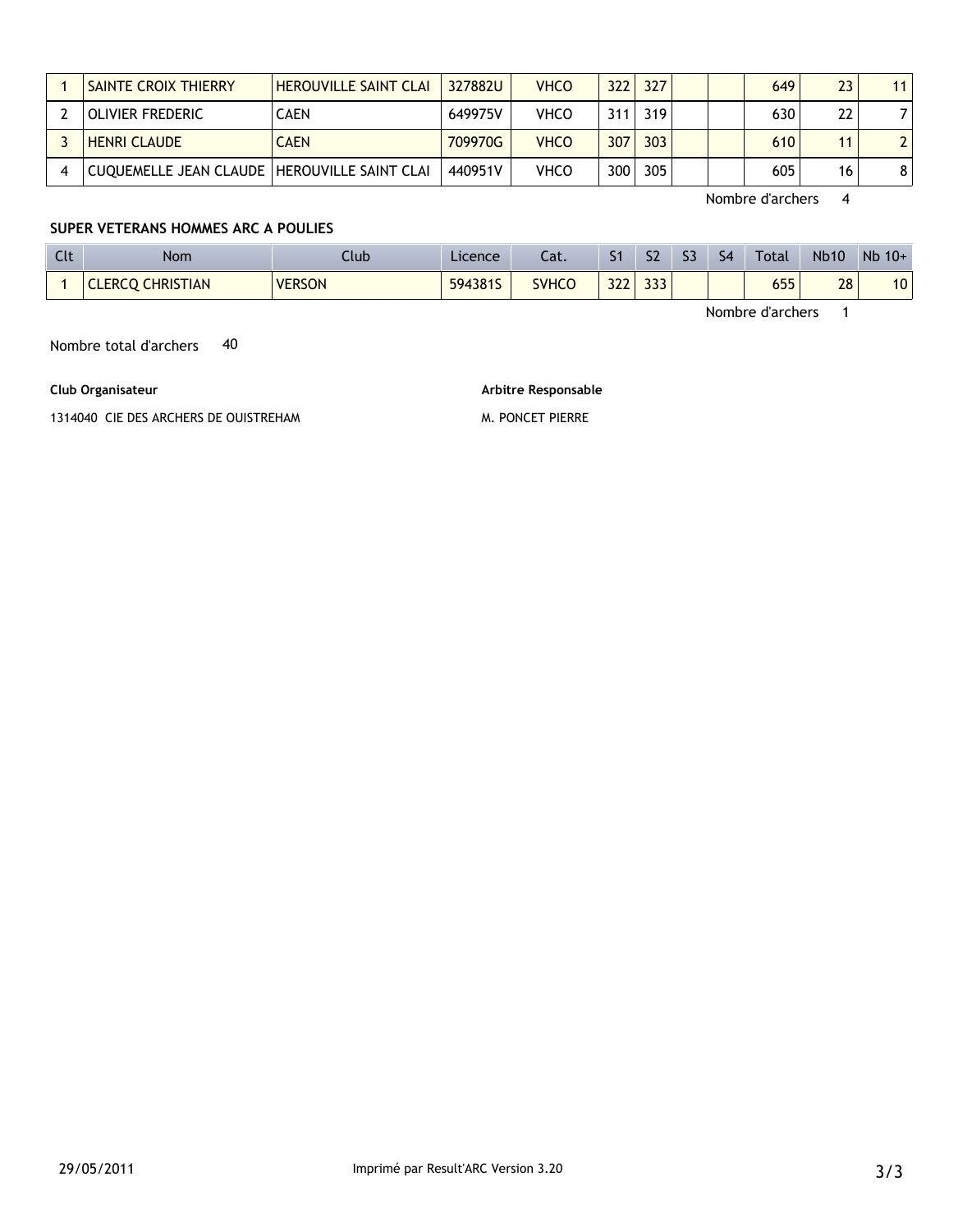| | | | | | | | | | | | |
|---|---|---|---|---|---|---|---|---|---|---|---|
| 1 | SAINTE CROIX THIERRY | HEROUVILLE SAINT CLAI | 327882U | VHCO | 322 | 327 | | | 649 | 23 | 11 |
| 2 | OLIVIER FREDERIC | CAEN | 649975V | VHCO | 311 | 319 | | | 630 | 22 | 7 |
| 3 | HENRI CLAUDE | CAEN | 709970G | VHCO | 307 | 303 | | | 610 | 11 | 2 |
| 4 | CUQUEMELLE JEAN CLAUDE | HEROUVILLE SAINT CLAI | 440951V | VHCO | 300 | 305 | | | 605 | 16 | 8 |

Nombre d'archers 4

**SUPER VETERANS HOMMES ARC A POULIES**

| Clt | Nom | Club | Licence | Cat. | S1 | S2 | S3 | S4 | Total | Nb10 | Nb 10+ |
|---|---|---|---|---|---|---|---|---|---|---|---|
| 1 | CLERCQ CHRISTIAN | VERSON | 594381S | SVHCO | 322 | 333 | | | 655 | 28 | 10 |

Nombre d'archers 1

Nombre total d'archers 40

**Club Organisateur**

1314040 CIE DES ARCHERS DE OUISTREHAM

**Arbitre Responsable**

M. PONCET PIERRE

29/05/2011 Imprimé par Result'ARC Version 3.20